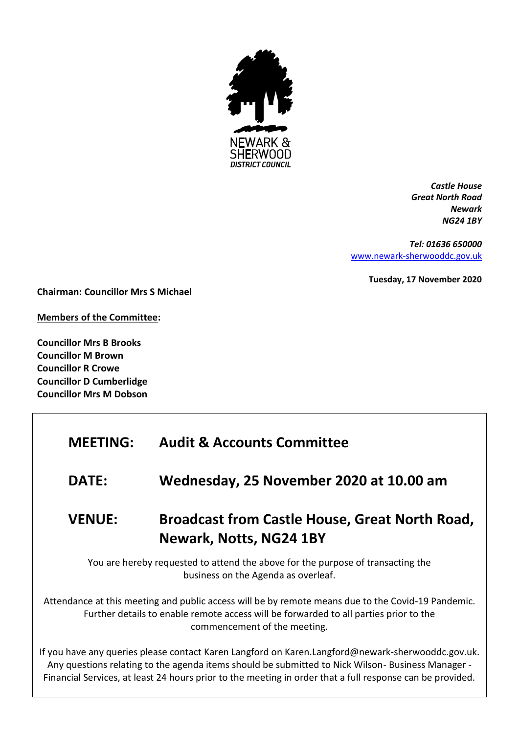NEWARK & SHERWOOD DISTRICT COUNCIL

*Castle House*
*Great North Road*
*Newark*
*NG24 1BY*

*Tel: 01636 650000*
www.newark-sherwooddc.gov.uk

**Tuesday, 17 November 2020**

**Chairman: Councillor Mrs S Michael**

**Members of the Committee:**

**Councillor Mrs B Brooks**
**Councillor M Brown**
**Councillor R Crowe**
**Councillor D Cumberlidge**
**Councillor Mrs M Dobson**

## MEETING: Audit & Accounts Committee

## DATE: Wednesday, 25 November 2020 at 10.00 am

## VENUE: Broadcast from Castle House, Great North Road, Newark, Notts, NG24 1BY

You are hereby requested to attend the above for the purpose of transacting the business on the Agenda as overleaf.

Attendance at this meeting and public access will be by remote means due to the Covid-19 Pandemic. Further details to enable remote access will be forwarded to all parties prior to the commencement of the meeting.

If you have any queries please contact Karen Langford on Karen.Langford@newark-sherwooddc.gov.uk. Any questions relating to the agenda items should be submitted to Nick Wilson- Business Manager - Financial Services, at least 24 hours prior to the meeting in order that a full response can be provided.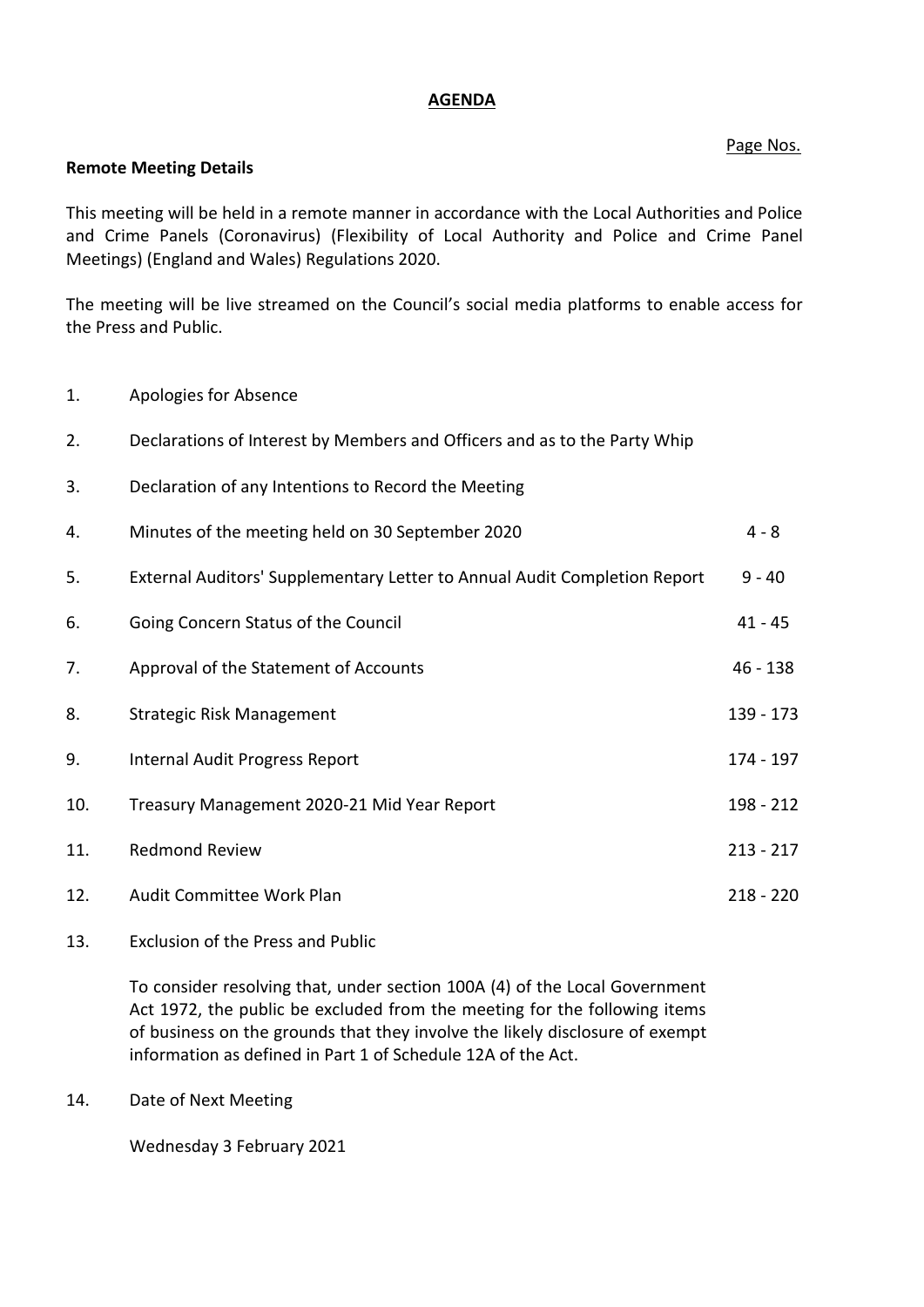# AGENDA

Page Nos.

**Remote Meeting Details**

This meeting will be held in a remote manner in accordance with the Local Authorities and Police and Crime Panels (Coronavirus) (Flexibility of Local Authority and Police and Crime Panel Meetings) (England and Wales) Regulations 2020.

The meeting will be live streamed on the Council's social media platforms to enable access for the Press and Public.

| | | |
|---|---|---|
| 1. | Apologies for Absence | |
| 2. | Declarations of Interest by Members and Officers and as to the Party Whip | |
| 3. | Declaration of any Intentions to Record the Meeting | |
| 4. | Minutes of the meeting held on 30 September 2020 | 4 - 8 |
| 5. | External Auditors' Supplementary Letter to Annual Audit Completion Report | 9 - 40 |
| 6. | Going Concern Status of the Council | 41 - 45 |
| 7. | Approval of the Statement of Accounts | 46 - 138 |
| 8. | Strategic Risk Management | 139 - 173 |
| 9. | Internal Audit Progress Report | 174 - 197 |
| 10. | Treasury Management 2020-21 Mid Year Report | 198 - 212 |
| 11. | Redmond Review | 213 - 217 |
| 12. | Audit Committee Work Plan | 218 - 220 |

13. Exclusion of the Press and Public

    To consider resolving that, under section 100A (4) of the Local Government Act 1972, the public be excluded from the meeting for the following items of business on the grounds that they involve the likely disclosure of exempt information as defined in Part 1 of Schedule 12A of the Act.

14. Date of Next Meeting

    Wednesday 3 February 2021